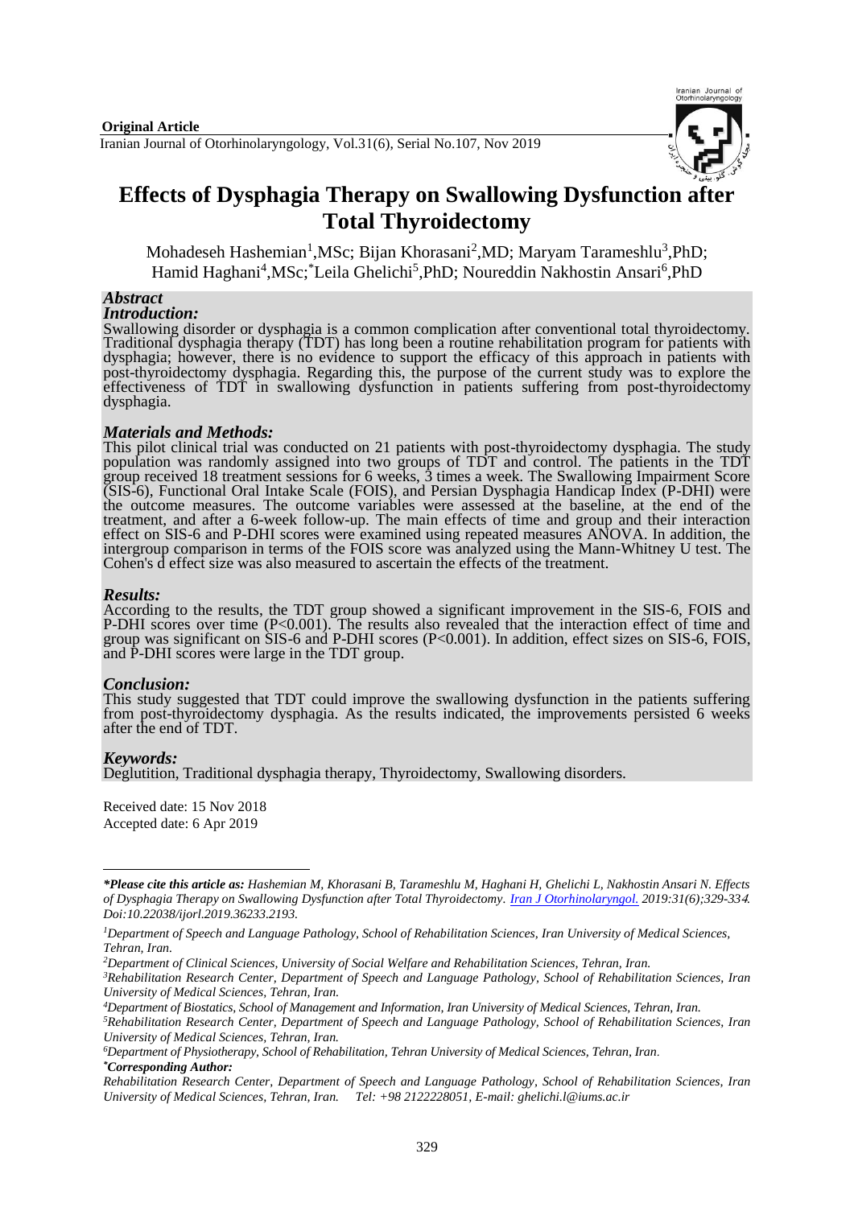**Original Article**

# Effects of Dysphagia Therapy on Swallowing Dysfunction after Total Thyroidectomy

Mohadeseh Hashemian[1],MSc; Bijan Khorasani[2],MD; Maryam Tarameshlu[3],PhD; Hamid Haghani[4],MSc; [*]Leila Ghelichi[5],PhD; Noureddin Nakhostin Ansari[6],PhD

## *Abstract*

### *Introduction:*

Swallowing disorder or dysphagia is a common complication after conventional total thyroidectomy. Traditional dysphagia therapy (TDT) has long been a routine rehabilitation program for patients with dysphagia; however, there is no evidence to support the efficacy of this approach in patients with post-thyroidectomy dysphagia. Regarding this, the purpose of the current study was to explore the effectiveness of TDT in swallowing dysfunction in patients suffering from post-thyroidectomy dysphagia.

### *Materials and Methods:*

This pilot clinical trial was conducted on 21 patients with post-thyroidectomy dysphagia. The study population was randomly assigned into two groups of TDT and control. The patients in the TDT group received 18 treatment sessions for 6 weeks, 3 times a week. The Swallowing Impairment Score (SIS-6), Functional Oral Intake Scale (FOIS), and Persian Dysphagia Handicap Index (P-DHI) were the outcome measures. The outcome variables were assessed at the baseline, at the end of the treatment, and after a 6-week follow-up. The main effects of time and group and their interaction effect on SIS-6 and P-DHI scores were examined using repeated measures ANOVA. In addition, the intergroup comparison in terms of the FOIS score was analyzed using the Mann-Whitney U test. The Cohen's d effect size was also measured to ascertain the effects of the treatment.

### *Results:*

According to the results, the TDT group showed a significant improvement in the SIS-6, FOIS and P-DHI scores over time ($P<0.001$). The results also revealed that the interaction effect of time and group was significant on SIS-6 and P-DHI scores ($P<0.001$). In addition, effect sizes on SIS-6, FOIS, and P-DHI scores were large in the TDT group.

### *Conclusion:*

This study suggested that TDT could improve the swallowing dysfunction in the patients suffering from post-thyroidectomy dysphagia. As the results indicated, the improvements persisted 6 weeks after the end of TDT.

### *Keywords:*

Deglutition, Traditional dysphagia therapy, Thyroidectomy, Swallowing disorders.

Received date: 15 Nov 2018
Accepted date: 6 Apr 2019

---

***Please cite this article as:** *Hashemian M, Khorasani B, Tarameshlu M, Haghani H, Ghelichi L, Nakhostin Ansari N. Effects of Dysphagia Therapy on Swallowing Dysfunction after Total Thyroidectomy. Iran J Otorhinolaryngol. 2019:31(6);329-334. Doi:10.22038/ijorl.2019.36233.2193.*

[1]*Department of Speech and Language Pathology, School of Rehabilitation Sciences, Iran University of Medical Sciences, Tehran, Iran.*

[2]*Department of Clinical Sciences, University of Social Welfare and Rehabilitation Sciences, Tehran, Iran.*

[3]*Rehabilitation Research Center, Department of Speech and Language Pathology, School of Rehabilitation Sciences, Iran University of Medical Sciences, Tehran, Iran.*

[4]*Department of Biostatics, School of Management and Information, Iran University of Medical Sciences, Tehran, Iran.*

[5]*Rehabilitation Research Center, Department of Speech and Language Pathology, School of Rehabilitation Sciences, Iran University of Medical Sciences, Tehran, Iran.*

[6]*Department of Physiotherapy, School of Rehabilitation, Tehran University of Medical Sciences, Tehran, Iran.*

[*]***Corresponding Author:***

*Rehabilitation Research Center, Department of Speech and Language Pathology, School of Rehabilitation Sciences, Iran University of Medical Sciences, Tehran, Iran. Tel: +98 2122228051, E-mail: ghelichi.l@iums.ac.ir*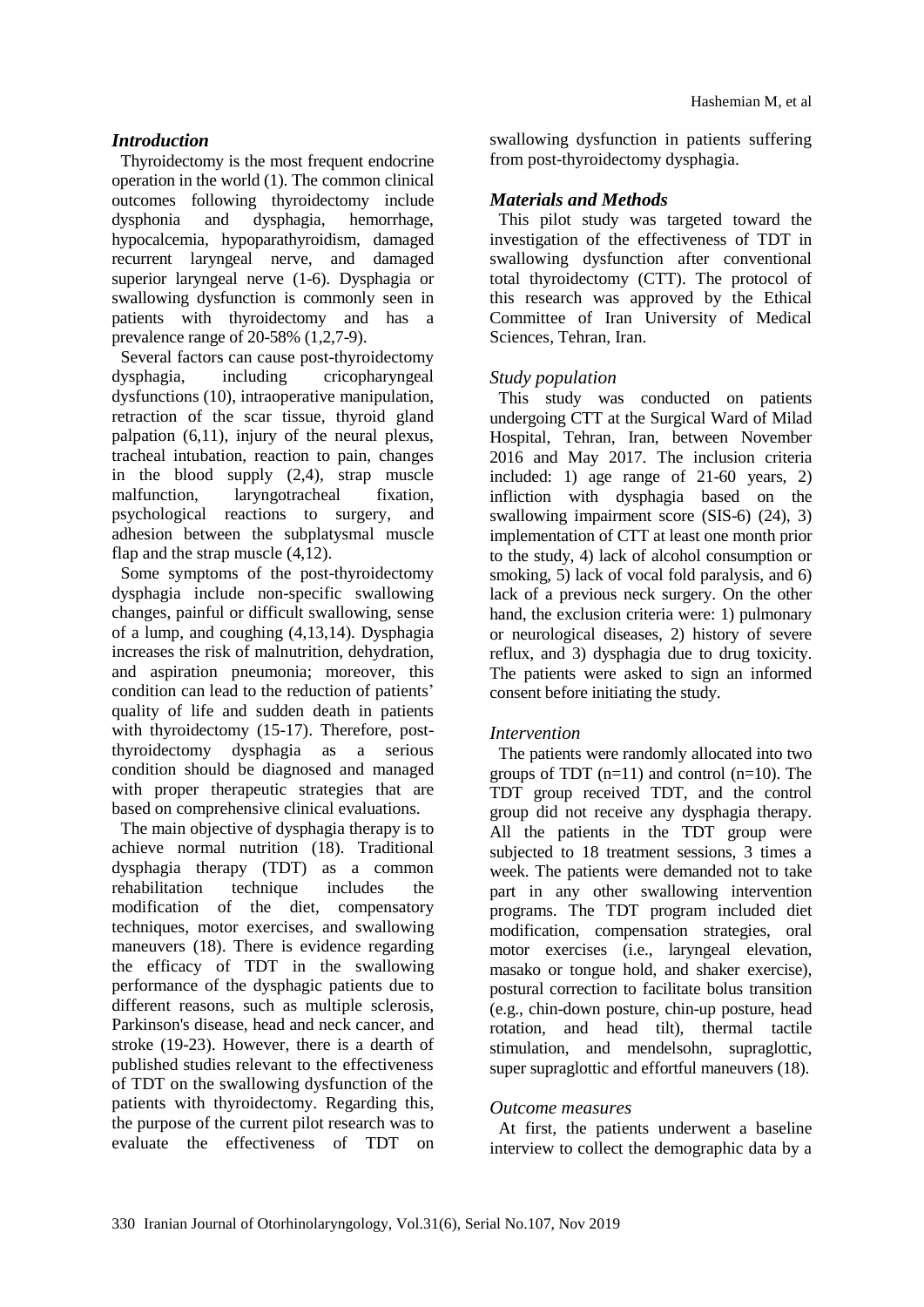## *Introduction*

Thyroidectomy is the most frequent endocrine operation in the world (1). The common clinical outcomes following thyroidectomy include dysphonia and dysphagia, hemorrhage, hypocalcemia, hypoparathyroidism, damaged recurrent laryngeal nerve, and damaged superior laryngeal nerve (1-6). Dysphagia or swallowing dysfunction is commonly seen in patients with thyroidectomy and has a prevalence range of 20-58% (1,2,7-9).

Several factors can cause post-thyroidectomy dysphagia, including cricopharyngeal dysfunctions (10), intraoperative manipulation, retraction of the scar tissue, thyroid gland palpation (6,11), injury of the neural plexus, tracheal intubation, reaction to pain, changes in the blood supply (2,4), strap muscle malfunction, laryngotracheal fixation, psychological reactions to surgery, and adhesion between the subplatysmal muscle flap and the strap muscle (4,12).

Some symptoms of the post-thyroidectomy dysphagia include non-specific swallowing changes, painful or difficult swallowing, sense of a lump, and coughing (4,13,14). Dysphagia increases the risk of malnutrition, dehydration, and aspiration pneumonia; moreover, this condition can lead to the reduction of patients' quality of life and sudden death in patients with thyroidectomy (15-17). Therefore, post-thyroidectomy dysphagia as a serious condition should be diagnosed and managed with proper therapeutic strategies that are based on comprehensive clinical evaluations.

The main objective of dysphagia therapy is to achieve normal nutrition (18). Traditional dysphagia therapy (TDT) as a common rehabilitation technique includes the modification of the diet, compensatory techniques, motor exercises, and swallowing maneuvers (18). There is evidence regarding the efficacy of TDT in the swallowing performance of the dysphagic patients due to different reasons, such as multiple sclerosis, Parkinson's disease, head and neck cancer, and stroke (19-23). However, there is a dearth of published studies relevant to the effectiveness of TDT on the swallowing dysfunction of the patients with thyroidectomy. Regarding this, the purpose of the current pilot research was to evaluate the effectiveness of TDT on swallowing dysfunction in patients suffering from post-thyroidectomy dysphagia.

## *Materials and Methods*

This pilot study was targeted toward the investigation of the effectiveness of TDT in swallowing dysfunction after conventional total thyroidectomy (CTT). The protocol of this research was approved by the Ethical Committee of Iran University of Medical Sciences, Tehran, Iran.

### *Study population*

This study was conducted on patients undergoing CTT at the Surgical Ward of Milad Hospital, Tehran, Iran, between November 2016 and May 2017. The inclusion criteria included: 1) age range of 21-60 years, 2) infliction with dysphagia based on the swallowing impairment score (SIS-6) (24), 3) implementation of CTT at least one month prior to the study, 4) lack of alcohol consumption or smoking, 5) lack of vocal fold paralysis, and 6) lack of a previous neck surgery. On the other hand, the exclusion criteria were: 1) pulmonary or neurological diseases, 2) history of severe reflux, and 3) dysphagia due to drug toxicity. The patients were asked to sign an informed consent before initiating the study.

### *Intervention*

The patients were randomly allocated into two groups of TDT (n=11) and control (n=10). The TDT group received TDT, and the control group did not receive any dysphagia therapy. All the patients in the TDT group were subjected to 18 treatment sessions, 3 times a week. The patients were demanded not to take part in any other swallowing intervention programs. The TDT program included diet modification, compensation strategies, oral motor exercises (i.e., laryngeal elevation, masako or tongue hold, and shaker exercise), postural correction to facilitate bolus transition (e.g., chin-down posture, chin-up posture, head rotation, and head tilt), thermal tactile stimulation, and mendelsohn, supraglottic, super supraglottic and effortful maneuvers (18).

### *Outcome measures*

At first, the patients underwent a baseline interview to collect the demographic data by a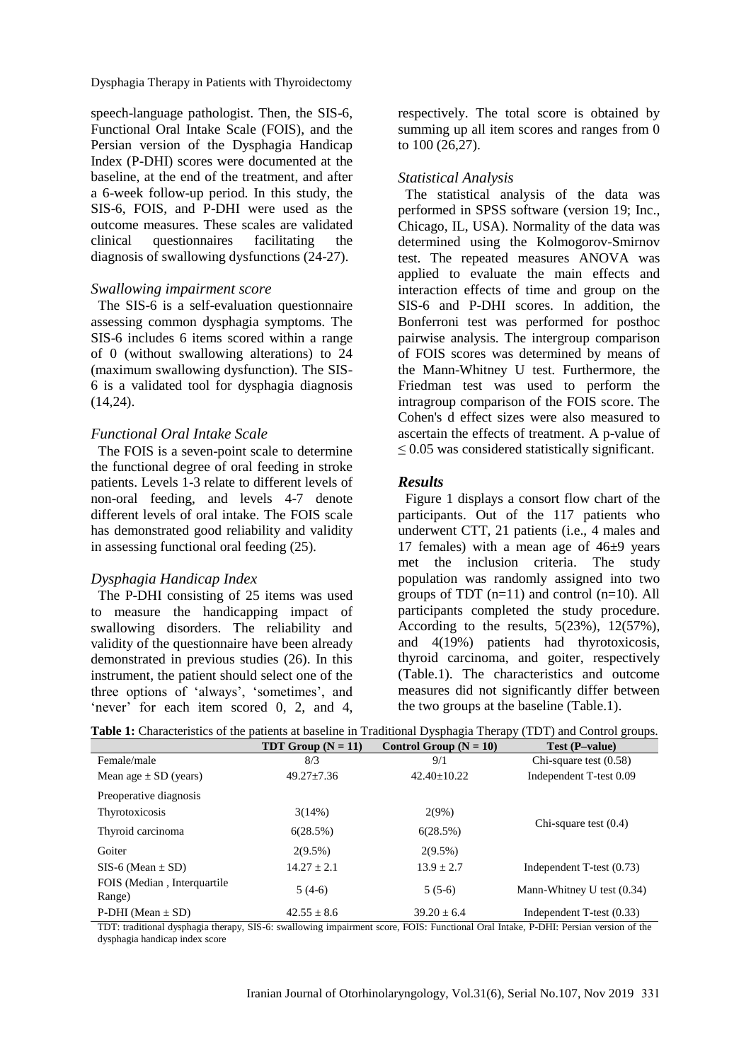speech-language pathologist. Then, the SIS-6, Functional Oral Intake Scale (FOIS), and the Persian version of the Dysphagia Handicap Index (P-DHI) scores were documented at the baseline, at the end of the treatment, and after a 6-week follow-up period. In this study, the SIS-6, FOIS, and P-DHI were used as the outcome measures. These scales are validated clinical questionnaires facilitating the diagnosis of swallowing dysfunctions (24-27).

### *Swallowing impairment score*

The SIS-6 is a self-evaluation questionnaire assessing common dysphagia symptoms. The SIS-6 includes 6 items scored within a range of 0 (without swallowing alterations) to 24 (maximum swallowing dysfunction). The SIS-6 is a validated tool for dysphagia diagnosis (14,24).

### *Functional Oral Intake Scale*

The FOIS is a seven-point scale to determine the functional degree of oral feeding in stroke patients. Levels 1-3 relate to different levels of non-oral feeding, and levels 4-7 denote different levels of oral intake. The FOIS scale has demonstrated good reliability and validity in assessing functional oral feeding (25).

### *Dysphagia Handicap Index*

The P-DHI consisting of 25 items was used to measure the handicapping impact of swallowing disorders. The reliability and validity of the questionnaire have been already demonstrated in previous studies (26). In this instrument, the patient should select one of the three options of 'always', 'sometimes', and 'never' for each item scored 0, 2, and 4, respectively. The total score is obtained by summing up all item scores and ranges from 0 to 100 (26,27).

### *Statistical Analysis*

The statistical analysis of the data was performed in SPSS software (version 19; Inc., Chicago, IL, USA). Normality of the data was determined using the Kolmogorov-Smirnov test. The repeated measures ANOVA was applied to evaluate the main effects and interaction effects of time and group on the SIS-6 and P-DHI scores. In addition, the Bonferroni test was performed for posthoc pairwise analysis. The intergroup comparison of FOIS scores was determined by means of the Mann-Whitney U test. Furthermore, the Friedman test was used to perform the intragroup comparison of the FOIS score. The Cohen's d effect sizes were also measured to ascertain the effects of treatment. A p-value of $\leq 0.05$ was considered statistically significant.

## *Results*

Figure 1 displays a consort flow chart of the participants. Out of the 117 patients who underwent CTT, 21 patients (i.e., 4 males and 17 females) with a mean age of 46±9 years met the inclusion criteria. The study population was randomly assigned into two groups of TDT (n=11) and control (n=10). All participants completed the study procedure. According to the results, 5(23%), 12(57%), and 4(19%) patients had thyrotoxicosis, thyroid carcinoma, and goiter, respectively (Table.1). The characteristics and outcome measures did not significantly differ between the two groups at the baseline (Table.1).

**Table 1:** Characteristics of the patients at baseline in Traditional Dysphagia Therapy (TDT) and Control groups.

| | TDT Group (N = 11) | Control Group (N = 10) | Test (P–value) |
|---|---|---|---|
| Female/male | 8/3 | 9/1 | Chi-square test (0.58) |
| Mean age ± SD (years) | 49.27±7.36 | 42.40±10.22 | Independent T-test 0.09 |
| Preoperative diagnosis | | | |
| Thyrotoxicosis | 3(14%) | 2(9%) | Chi-square test (0.4) |
| Thyroid carcinoma | 6(28.5%) | 6(28.5%) | |
| Goiter | 2(9.5%) | 2(9.5%) | |
| SIS-6 (Mean ± SD) | 14.27 ± 2.1 | 13.9 ± 2.7 | Independent T-test (0.73) |
| FOIS (Median , Interquartile Range) | 5 (4-6) | 5 (5-6) | Mann-Whitney U test (0.34) |
| P-DHI (Mean ± SD) | 42.55 ± 8.6 | 39.20 ± 6.4 | Independent T-test (0.33) |

TDT: traditional dysphagia therapy, SIS-6: swallowing impairment score, FOIS: Functional Oral Intake, P-DHI: Persian version of the dysphagia handicap index score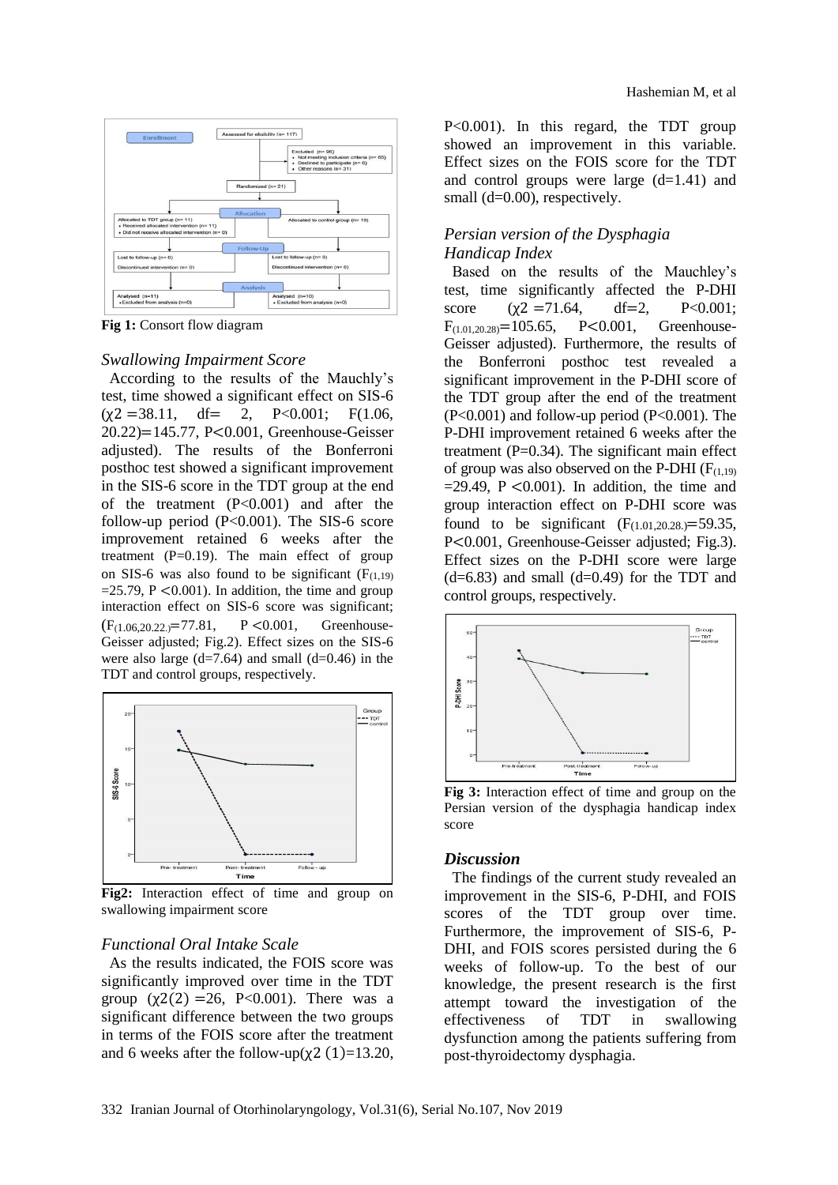Fig 1: Consort flow diagram

*Swallowing Impairment Score*

According to the results of the Mauchly's test, time showed a significant effect on SIS-6 ($\chi2 = 38.11$, df= 2, P<0.001; F(1.06, 20.22)=145.77, P<0.001, Greenhouse-Geisser adjusted). The results of the Bonferroni posthoc test showed a significant improvement in the SIS-6 score in the TDT group at the end of the treatment (P<0.001) and after the follow-up period (P<0.001). The SIS-6 score improvement retained 6 weeks after the treatment (P=0.19). The main effect of group on SIS-6 was also found to be significant ($F_{(1,19)} = 25.79$, P <0.001). In addition, the time and group interaction effect on SIS-6 score was significant; ($F_{(1.06,20.22.)}=77.81$, P <0.001, Greenhouse-Geisser adjusted; Fig.2). Effect sizes on the SIS-6 were also large (d=7.64) and small (d=0.46) in the TDT and control groups, respectively.

Fig2: Interaction effect of time and group on swallowing impairment score

*Functional Oral Intake Scale*

As the results indicated, the FOIS score was significantly improved over time in the TDT group ($\chi2(2) = 26$, P<0.001). There was a significant difference between the two groups in terms of the FOIS score after the treatment and 6 weeks after the follow-up($\chi2$ (1)=13.20, P<0.001). In this regard, the TDT group showed an improvement in this variable. Effect sizes on the FOIS score for the TDT and control groups were large (d=1.41) and small (d=0.00), respectively.

*Persian version of the Dysphagia Handicap Index*

Based on the results of the Mauchley's test, time significantly affected the P-DHI score ($\chi2 = 71.64$, df=2, P<0.001; $F_{(1.01,20.28)}=105.65$, P<0.001, Greenhouse-Geisser adjusted). Furthermore, the results of the Bonferroni posthoc test revealed a significant improvement in the P-DHI score of the TDT group after the end of the treatment (P<0.001) and follow-up period (P<0.001). The P-DHI improvement retained 6 weeks after the treatment (P=0.34). The significant main effect of group was also observed on the P-DHI ($F_{(1,19)} = 29.49$, P <0.001). In addition, the time and group interaction effect on P-DHI score was found to be significant ($F_{(1.01,20.28.)}=59.35$, P<0.001, Greenhouse-Geisser adjusted; Fig.3). Effect sizes on the P-DHI score were large (d=6.83) and small (d=0.49) for the TDT and control groups, respectively.

Fig 3: Interaction effect of time and group on the Persian version of the dysphagia handicap index score

## *Discussion*

The findings of the current study revealed an improvement in the SIS-6, P-DHI, and FOIS scores of the TDT group over time. Furthermore, the improvement of SIS-6, P-DHI, and FOIS scores persisted during the 6 weeks of follow-up. To the best of our knowledge, the present research is the first attempt toward the investigation of the effectiveness of TDT in swallowing dysfunction among the patients suffering from post-thyroidectomy dysphagia.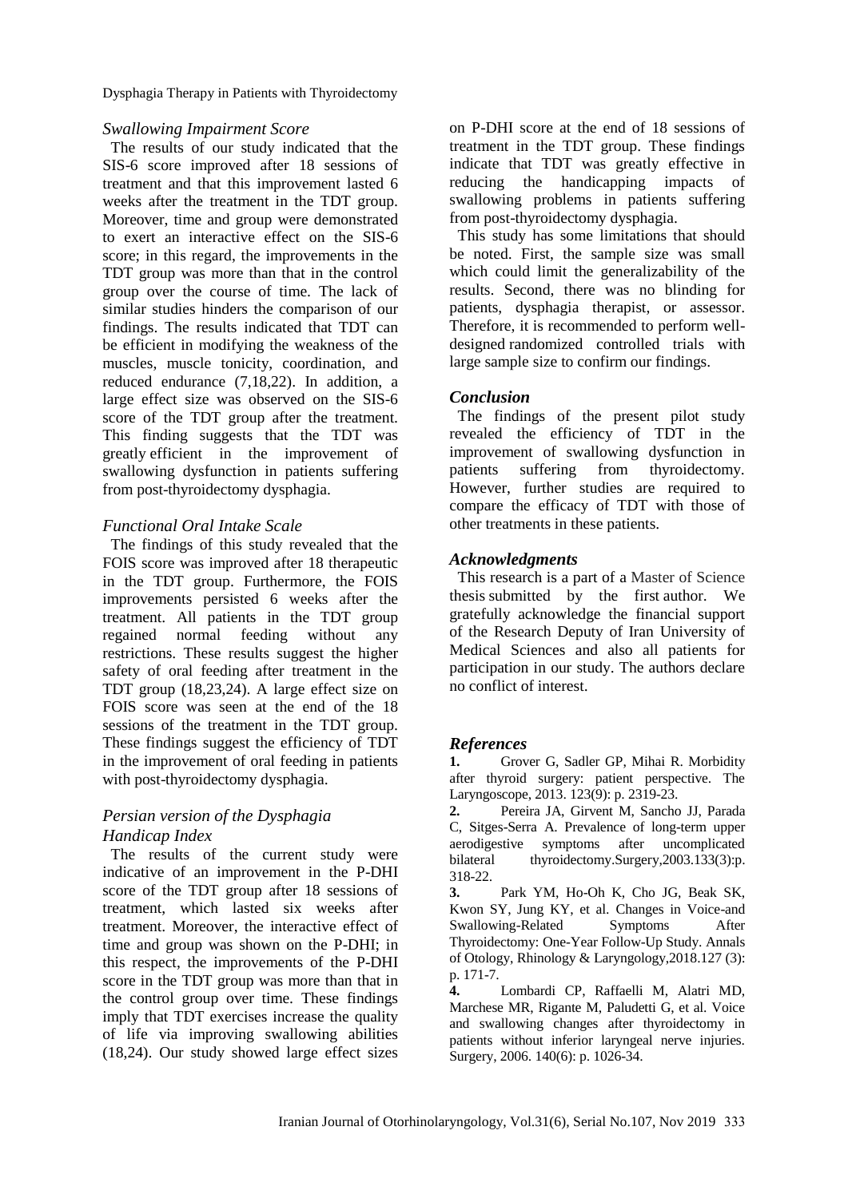### *Swallowing Impairment Score*

The results of our study indicated that the SIS-6 score improved after 18 sessions of treatment and that this improvement lasted 6 weeks after the treatment in the TDT group. Moreover, time and group were demonstrated to exert an interactive effect on the SIS-6 score; in this regard, the improvements in the TDT group was more than that in the control group over the course of time. The lack of similar studies hinders the comparison of our findings. The results indicated that TDT can be efficient in modifying the weakness of the muscles, muscle tonicity, coordination, and reduced endurance (7,18,22). In addition, a large effect size was observed on the SIS-6 score of the TDT group after the treatment. This finding suggests that the TDT was greatly efficient in the improvement of swallowing dysfunction in patients suffering from post-thyroidectomy dysphagia.

### *Functional Oral Intake Scale*

The findings of this study revealed that the FOIS score was improved after 18 therapeutic in the TDT group. Furthermore, the FOIS improvements persisted 6 weeks after the treatment. All patients in the TDT group regained normal feeding without any restrictions. These results suggest the higher safety of oral feeding after treatment in the TDT group (18,23,24). A large effect size on FOIS score was seen at the end of the 18 sessions of the treatment in the TDT group. These findings suggest the efficiency of TDT in the improvement of oral feeding in patients with post-thyroidectomy dysphagia.

### *Persian version of the Dysphagia Handicap Index*

The results of the current study were indicative of an improvement in the P-DHI score of the TDT group after 18 sessions of treatment, which lasted six weeks after treatment. Moreover, the interactive effect of time and group was shown on the P-DHI; in this respect, the improvements of the P-DHI score in the TDT group was more than that in the control group over time. These findings imply that TDT exercises increase the quality of life via improving swallowing abilities (18,24). Our study showed large effect sizes on P-DHI score at the end of 18 sessions of treatment in the TDT group. These findings indicate that TDT was greatly effective in reducing the handicapping impacts of swallowing problems in patients suffering from post-thyroidectomy dysphagia.

This study has some limitations that should be noted. First, the sample size was small which could limit the generalizability of the results. Second, there was no blinding for patients, dysphagia therapist, or assessor. Therefore, it is recommended to perform well-designed randomized controlled trials with large sample size to confirm our findings.

## ***Conclusion***

The findings of the present pilot study revealed the efficiency of TDT in the improvement of swallowing dysfunction in patients suffering from thyroidectomy. However, further studies are required to compare the efficacy of TDT with those of other treatments in these patients.

## ***Acknowledgments***

This research is a part of a Master of Science thesis submitted by the first author. We gratefully acknowledge the financial support of the Research Deputy of Iran University of Medical Sciences and also all patients for participation in our study. The authors declare no conflict of interest.

## ***References***

**1.** Grover G, Sadler GP, Mihai R. Morbidity after thyroid surgery: patient perspective. The Laryngoscope, 2013. 123(9): p. 2319-23.

**2.** Pereira JA, Girvent M, Sancho JJ, Parada C, Sitges-Serra A. Prevalence of long-term upper aerodigestive symptoms after uncomplicated bilateral thyroidectomy.Surgery,2003.133(3):p. 318-22.

**3.** Park YM, Ho-Oh K, Cho JG, Beak SK, Kwon SY, Jung KY, et al. Changes in Voice-and Swallowing-Related Symptoms After Thyroidectomy: One-Year Follow-Up Study. Annals of Otology, Rhinology & Laryngology,2018.127 (3): p. 171-7.

**4.** Lombardi CP, Raffaelli M, Alatri MD, Marchese MR, Rigante M, Paludetti G, et al. Voice and swallowing changes after thyroidectomy in patients without inferior laryngeal nerve injuries. Surgery, 2006. 140(6): p. 1026-34.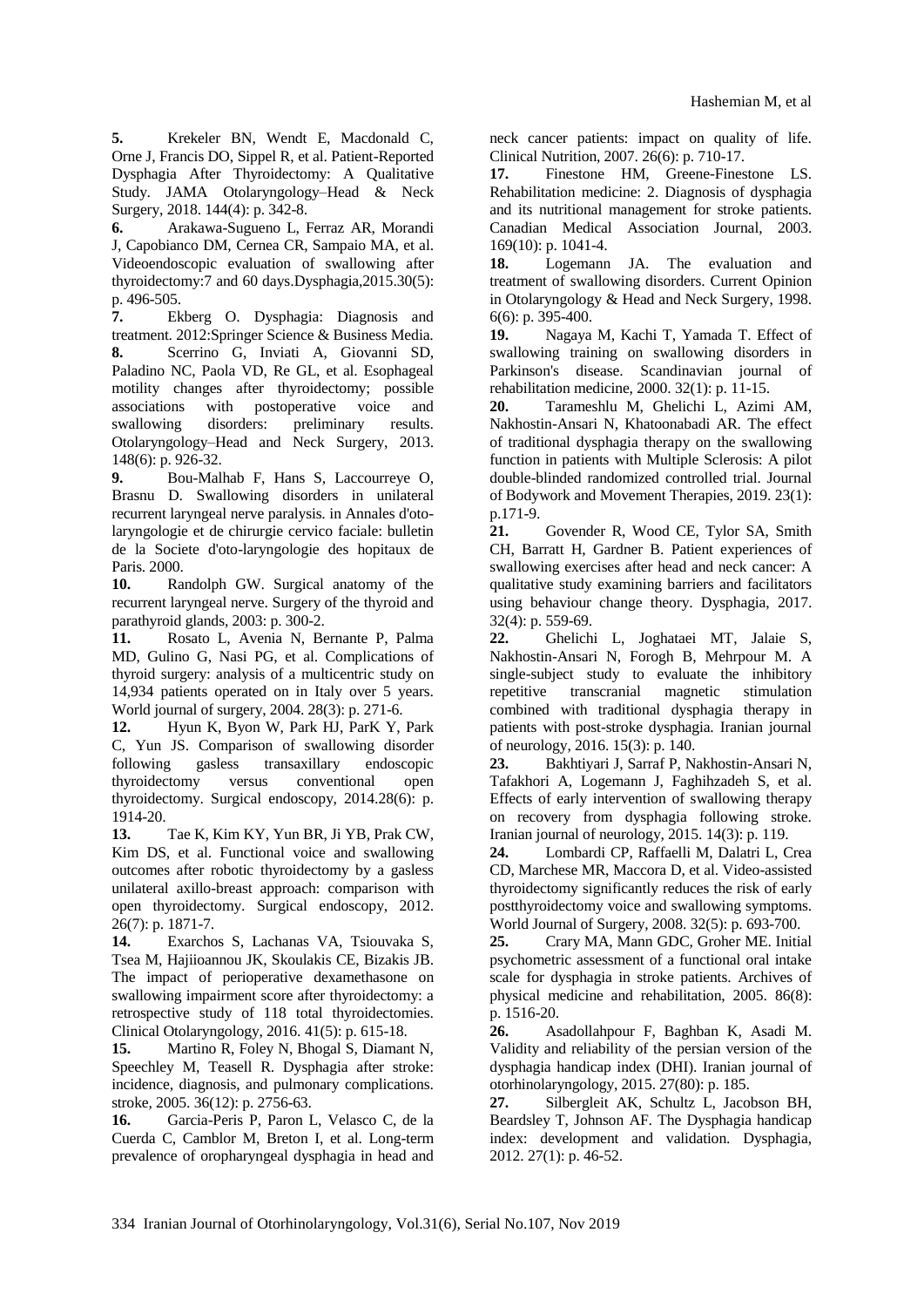**5.** Krekeler BN, Wendt E, Macdonald C, Orne J, Francis DO, Sippel R, et al. Patient-Reported Dysphagia After Thyroidectomy: A Qualitative Study. JAMA Otolaryngology–Head & Neck Surgery, 2018. 144(4): p. 342-8.

**6.** Arakawa-Sugueno L, Ferraz AR, Morandi J, Capobianco DM, Cernea CR, Sampaio MA, et al. Videoendoscopic evaluation of swallowing after thyroidectomy:7 and 60 days.Dysphagia,2015.30(5): p. 496-505.

**7.** Ekberg O. Dysphagia: Diagnosis and treatment. 2012:Springer Science & Business Media.

**8.** Scerrino G, Inviati A, Giovanni SD, Paladino NC, Paola VD, Re GL, et al. Esophageal motility changes after thyroidectomy; possible associations with postoperative voice and swallowing disorders: preliminary results. Otolaryngology–Head and Neck Surgery, 2013. 148(6): p. 926-32.

**9.** Bou-Malhab F, Hans S, Laccourreye O, Brasnu D. Swallowing disorders in unilateral recurrent laryngeal nerve paralysis. in Annales d'oto-laryngologie et de chirurgie cervico faciale: bulletin de la Societe d'oto-laryngologie des hopitaux de Paris. 2000.

**10.** Randolph GW. Surgical anatomy of the recurrent laryngeal nerve. Surgery of the thyroid and parathyroid glands, 2003: p. 300-2.

**11.** Rosato L, Avenia N, Bernante P, Palma MD, Gulino G, Nasi PG, et al. Complications of thyroid surgery: analysis of a multicentric study on 14,934 patients operated on in Italy over 5 years. World journal of surgery, 2004. 28(3): p. 271-6.

**12.** Hyun K, Byon W, Park HJ, ParK Y, Park C, Yun JS. Comparison of swallowing disorder following gasless transaxillary endoscopic thyroidectomy versus conventional open thyroidectomy. Surgical endoscopy, 2014.28(6): p. 1914-20.

**13.** Tae K, Kim KY, Yun BR, Ji YB, Prak CW, Kim DS, et al. Functional voice and swallowing outcomes after robotic thyroidectomy by a gasless unilateral axillo-breast approach: comparison with open thyroidectomy. Surgical endoscopy, 2012. 26(7): p. 1871-7.

**14.** Exarchos S, Lachanas VA, Tsiouvaka S, Tsea M, Hajiioannou JK, Skoulakis CE, Bizakis JB. The impact of perioperative dexamethasone on swallowing impairment score after thyroidectomy: a retrospective study of 118 total thyroidectomies. Clinical Otolaryngology, 2016. 41(5): p. 615-18.

**15.** Martino R, Foley N, Bhogal S, Diamant N, Speechley M, Teasell R. Dysphagia after stroke: incidence, diagnosis, and pulmonary complications. stroke, 2005. 36(12): p. 2756-63.

**16.** Garcia-Peris P, Paron L, Velasco C, de la Cuerda C, Camblor M, Breton I, et al. Long-term prevalence of oropharyngeal dysphagia in head and neck cancer patients: impact on quality of life. Clinical Nutrition, 2007. 26(6): p. 710-17.

**17.** Finestone HM, Greene-Finestone LS. Rehabilitation medicine: 2. Diagnosis of dysphagia and its nutritional management for stroke patients. Canadian Medical Association Journal, 2003. 169(10): p. 1041-4.

**18.** Logemann JA. The evaluation and treatment of swallowing disorders. Current Opinion in Otolaryngology & Head and Neck Surgery, 1998. 6(6): p. 395-400.

**19.** Nagaya M, Kachi T, Yamada T. Effect of swallowing training on swallowing disorders in Parkinson's disease. Scandinavian journal of rehabilitation medicine, 2000. 32(1): p. 11-15.

**20.** Tarameshlu M, Ghelichi L, Azimi AM, Nakhostin-Ansari N, Khatoonabadi AR. The effect of traditional dysphagia therapy on the swallowing function in patients with Multiple Sclerosis: A pilot double-blinded randomized controlled trial. Journal of Bodywork and Movement Therapies, 2019. 23(1): p.171-9.

**21.** Govender R, Wood CE, Tylor SA, Smith CH, Barratt H, Gardner B. Patient experiences of swallowing exercises after head and neck cancer: A qualitative study examining barriers and facilitators using behaviour change theory. Dysphagia, 2017. 32(4): p. 559-69.

**22.** Ghelichi L, Joghataei MT, Jalaie S, Nakhostin-Ansari N, Forogh B, Mehrpour M. A single-subject study to evaluate the inhibitory repetitive transcranial magnetic stimulation combined with traditional dysphagia therapy in patients with post-stroke dysphagia. Iranian journal of neurology, 2016. 15(3): p. 140.

**23.** Bakhtiyari J, Sarraf P, Nakhostin-Ansari N, Tafakhori A, Logemann J, Faghihzadeh S, et al. Effects of early intervention of swallowing therapy on recovery from dysphagia following stroke. Iranian journal of neurology, 2015. 14(3): p. 119.

**24.** Lombardi CP, Raffaelli M, Dalatri L, Crea CD, Marchese MR, Maccora D, et al. Video-assisted thyroidectomy significantly reduces the risk of early postthyroidectomy voice and swallowing symptoms. World Journal of Surgery, 2008. 32(5): p. 693-700.

**25.** Crary MA, Mann GDC, Groher ME. Initial psychometric assessment of a functional oral intake scale for dysphagia in stroke patients. Archives of physical medicine and rehabilitation, 2005. 86(8): p. 1516-20.

**26.** Asadollahpour F, Baghban K, Asadi M. Validity and reliability of the persian version of the dysphagia handicap index (DHI). Iranian journal of otorhinolaryngology, 2015. 27(80): p. 185.

**27.** Silbergleit AK, Schultz L, Jacobson BH, Beardsley T, Johnson AF. The Dysphagia handicap index: development and validation. Dysphagia, 2012. 27(1): p. 46-52.